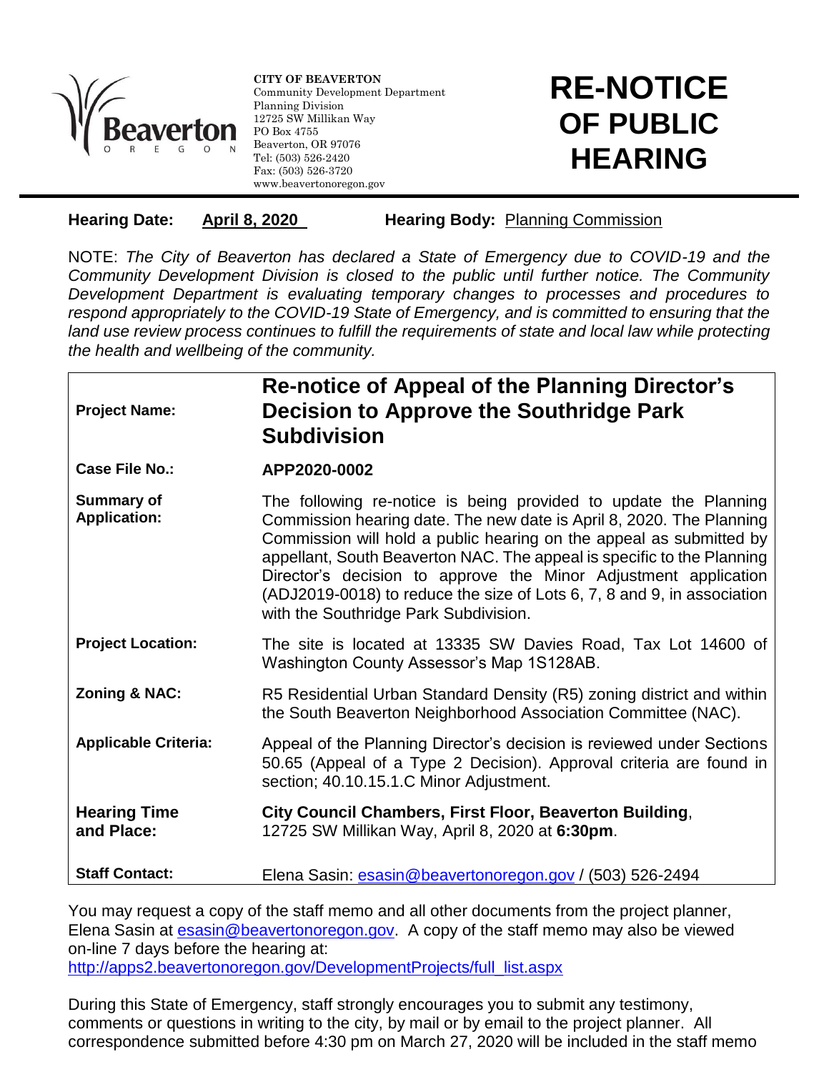**CITY OF BEAVERTON**
Community Development Department
Planning Division
12725 SW Millikan Way
PO Box 4755
Beaverton, OR 97076
Tel: (503) 526-2420
Fax: (503) 526-3720
www.beavertonoregon.gov

# RE-NOTICE OF PUBLIC HEARING

**Hearing Date:** April 8, 2020 **Hearing Body:** Planning Commission

NOTE: *The City of Beaverton has declared a State of Emergency due to COVID-19 and the Community Development Division is closed to the public until further notice. The Community Development Department is evaluating temporary changes to processes and procedures to respond appropriately to the COVID-19 State of Emergency, and is committed to ensuring that the land use review process continues to fulfill the requirements of state and local law while protecting the health and wellbeing of the community.*

| | |
|---|---|
| **Project Name:** | **Re-notice of Appeal of the Planning Director's Decision to Approve the Southridge Park Subdivision** |
| **Case File No.:** | **APP2020-0002** |
| **Summary of Application:** | The following re-notice is being provided to update the Planning Commission hearing date. The new date is April 8, 2020. The Planning Commission will hold a public hearing on the appeal as submitted by appellant, South Beaverton NAC. The appeal is specific to the Planning Director's decision to approve the Minor Adjustment application (ADJ2019-0018) to reduce the size of Lots 6, 7, 8 and 9, in association with the Southridge Park Subdivision. |
| **Project Location:** | The site is located at 13335 SW Davies Road, Tax Lot 14600 of Washington County Assessor's Map 1S128AB. |
| **Zoning & NAC:** | R5 Residential Urban Standard Density (R5) zoning district and within the South Beaverton Neighborhood Association Committee (NAC). |
| **Applicable Criteria:** | Appeal of the Planning Director's decision is reviewed under Sections 50.65 (Appeal of a Type 2 Decision). Approval criteria are found in section; 40.10.15.1.C Minor Adjustment. |
| **Hearing Time and Place:** | **City Council Chambers, First Floor, Beaverton Building**, 12725 SW Millikan Way, April 8, 2020 at **6:30pm**. |
| **Staff Contact:** | Elena Sasin: esasin@beavertonoregon.gov / (503) 526-2494 |

You may request a copy of the staff memo and all other documents from the project planner, Elena Sasin at esasin@beavertonoregon.gov. A copy of the staff memo may also be viewed on-line 7 days before the hearing at:
http://apps2.beavertonoregon.gov/DevelopmentProjects/full_list.aspx

During this State of Emergency, staff strongly encourages you to submit any testimony, comments or questions in writing to the city, by mail or by email to the project planner. All correspondence submitted before 4:30 pm on March 27, 2020 will be included in the staff memo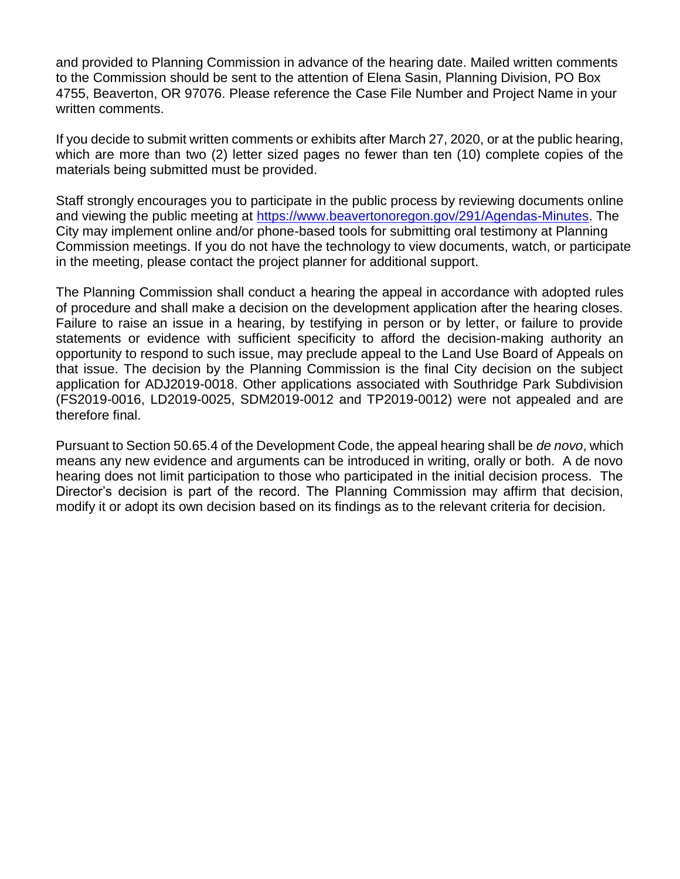and provided to Planning Commission in advance of the hearing date. Mailed written comments to the Commission should be sent to the attention of Elena Sasin, Planning Division, PO Box 4755, Beaverton, OR 97076. Please reference the Case File Number and Project Name in your written comments.

If you decide to submit written comments or exhibits after March 27, 2020, or at the public hearing, which are more than two (2) letter sized pages no fewer than ten (10) complete copies of the materials being submitted must be provided.

Staff strongly encourages you to participate in the public process by reviewing documents online and viewing the public meeting at [https://www.beavertonoregon.gov/291/Agendas-Minutes](https://www.beavertonoregon.gov/291/Agendas-Minutes). The City may implement online and/or phone-based tools for submitting oral testimony at Planning Commission meetings. If you do not have the technology to view documents, watch, or participate in the meeting, please contact the project planner for additional support.

The Planning Commission shall conduct a hearing the appeal in accordance with adopted rules of procedure and shall make a decision on the development application after the hearing closes. Failure to raise an issue in a hearing, by testifying in person or by letter, or failure to provide statements or evidence with sufficient specificity to afford the decision-making authority an opportunity to respond to such issue, may preclude appeal to the Land Use Board of Appeals on that issue. The decision by the Planning Commission is the final City decision on the subject application for ADJ2019-0018. Other applications associated with Southridge Park Subdivision (FS2019-0016, LD2019-0025, SDM2019-0012 and TP2019-0012) were not appealed and are therefore final.

Pursuant to Section 50.65.4 of the Development Code, the appeal hearing shall be *de novo*, which means any new evidence and arguments can be introduced in writing, orally or both. A de novo hearing does not limit participation to those who participated in the initial decision process. The Director's decision is part of the record. The Planning Commission may affirm that decision, modify it or adopt its own decision based on its findings as to the relevant criteria for decision.